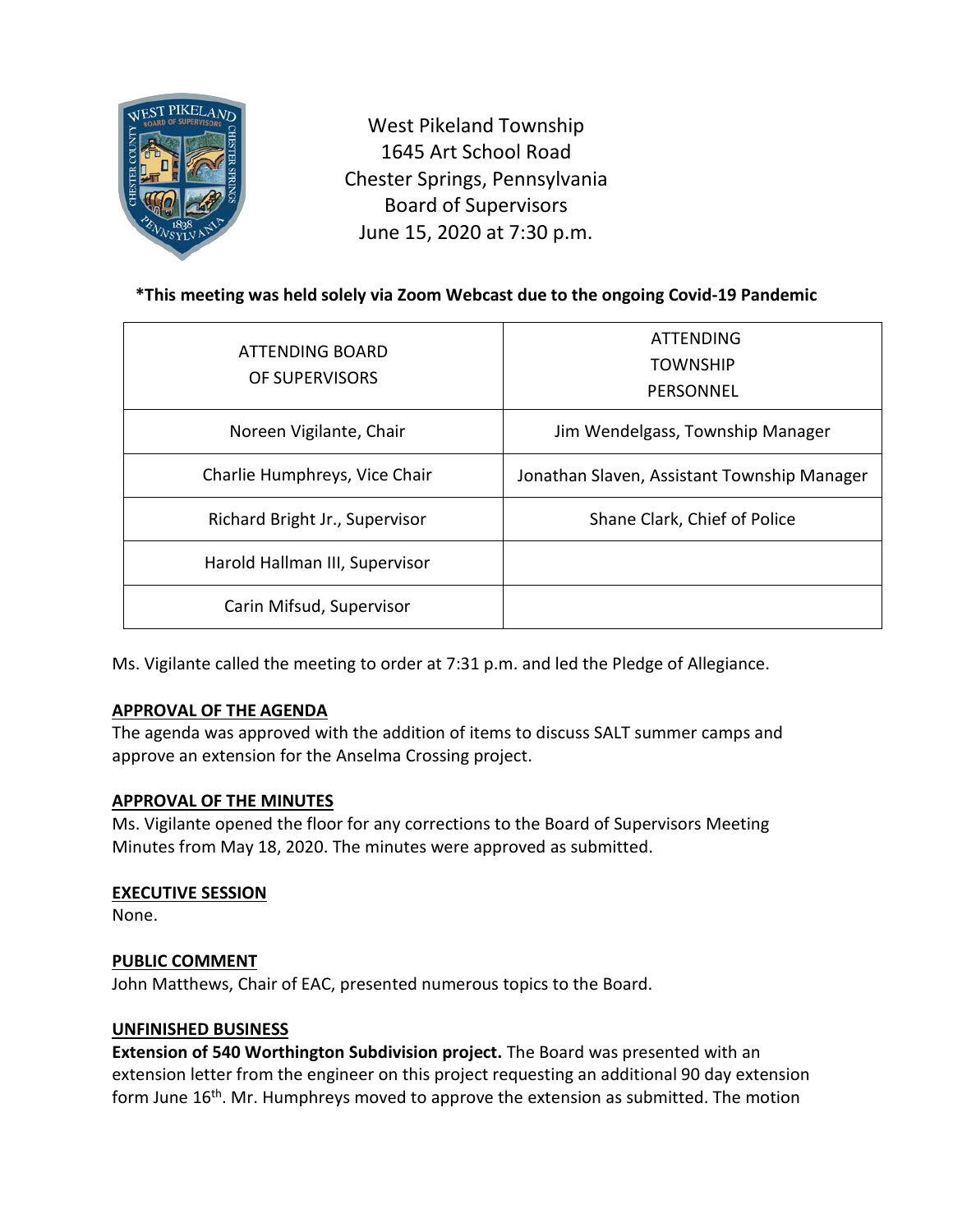West Pikeland Township
1645 Art School Road
Chester Springs, Pennsylvania
Board of Supervisors
June 15, 2020 at 7:30 p.m.

**\*This meeting was held solely via Zoom Webcast due to the ongoing Covid-19 Pandemic**

| ATTENDING BOARD OF SUPERVISORS | ATTENDING TOWNSHIP PERSONNEL |
|---|---|
| Noreen Vigilante, Chair | Jim Wendelgass, Township Manager |
| Charlie Humphreys, Vice Chair | Jonathan Slaven, Assistant Township Manager |
| Richard Bright Jr., Supervisor | Shane Clark, Chief of Police |
| Harold Hallman III, Supervisor | |
| Carin Mifsud, Supervisor | |

Ms. Vigilante called the meeting to order at 7:31 p.m. and led the Pledge of Allegiance.

**APPROVAL OF THE AGENDA**

The agenda was approved with the addition of items to discuss SALT summer camps and approve an extension for the Anselma Crossing project.

**APPROVAL OF THE MINUTES**

Ms. Vigilante opened the floor for any corrections to the Board of Supervisors Meeting Minutes from May 18, 2020. The minutes were approved as submitted.

**EXECUTIVE SESSION**

None.

**PUBLIC COMMENT**

John Matthews, Chair of EAC, presented numerous topics to the Board.

**UNFINISHED BUSINESS**

**Extension of 540 Worthington Subdivision project.** The Board was presented with an extension letter from the engineer on this project requesting an additional 90 day extension form June 16th. Mr. Humphreys moved to approve the extension as submitted. The motion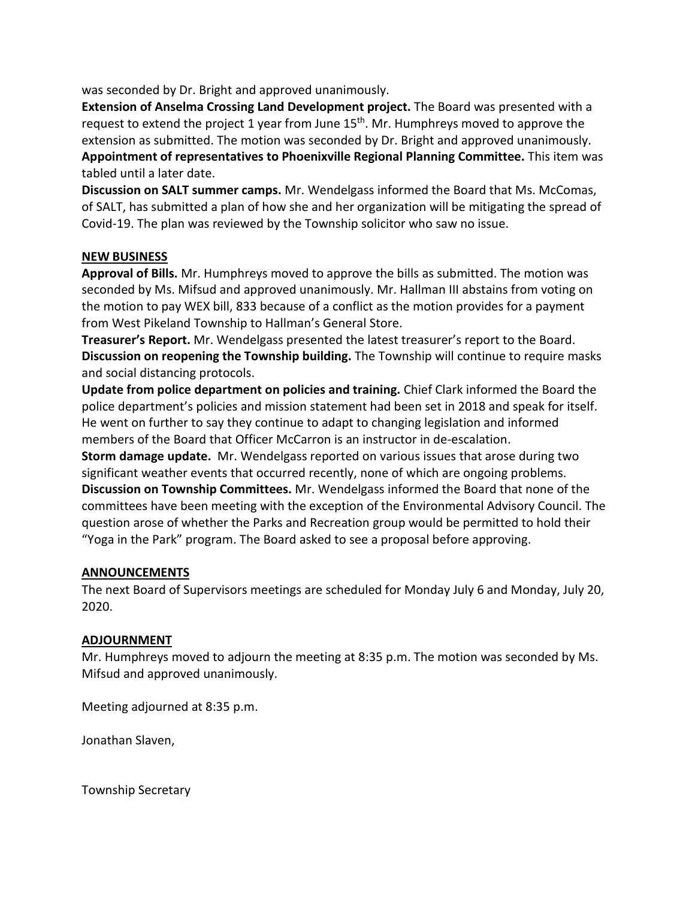was seconded by Dr. Bright and approved unanimously.

**Extension of Anselma Crossing Land Development project.** The Board was presented with a request to extend the project 1 year from June 15th. Mr. Humphreys moved to approve the extension as submitted. The motion was seconded by Dr. Bright and approved unanimously.

**Appointment of representatives to Phoenixville Regional Planning Committee.** This item was tabled until a later date.

**Discussion on SALT summer camps.** Mr. Wendelgass informed the Board that Ms. McComas, of SALT, has submitted a plan of how she and her organization will be mitigating the spread of Covid-19. The plan was reviewed by the Township solicitor who saw no issue.

## NEW BUSINESS

**Approval of Bills.** Mr. Humphreys moved to approve the bills as submitted. The motion was seconded by Ms. Mifsud and approved unanimously. Mr. Hallman III abstains from voting on the motion to pay WEX bill, 833 because of a conflict as the motion provides for a payment from West Pikeland Township to Hallman's General Store.

**Treasurer's Report.** Mr. Wendelgass presented the latest treasurer's report to the Board.

**Discussion on reopening the Township building.** The Township will continue to require masks and social distancing protocols.

**Update from police department on policies and training.** Chief Clark informed the Board the police department's policies and mission statement had been set in 2018 and speak for itself. He went on further to say they continue to adapt to changing legislation and informed members of the Board that Officer McCarron is an instructor in de-escalation.

**Storm damage update.** Mr. Wendelgass reported on various issues that arose during two significant weather events that occurred recently, none of which are ongoing problems.

**Discussion on Township Committees.** Mr. Wendelgass informed the Board that none of the committees have been meeting with the exception of the Environmental Advisory Council. The question arose of whether the Parks and Recreation group would be permitted to hold their "Yoga in the Park" program. The Board asked to see a proposal before approving.

## ANNOUNCEMENTS

The next Board of Supervisors meetings are scheduled for Monday July 6 and Monday, July 20, 2020.

## ADJOURNMENT

Mr. Humphreys moved to adjourn the meeting at 8:35 p.m. The motion was seconded by Ms. Mifsud and approved unanimously.

Meeting adjourned at 8:35 p.m.

Jonathan Slaven,

Township Secretary